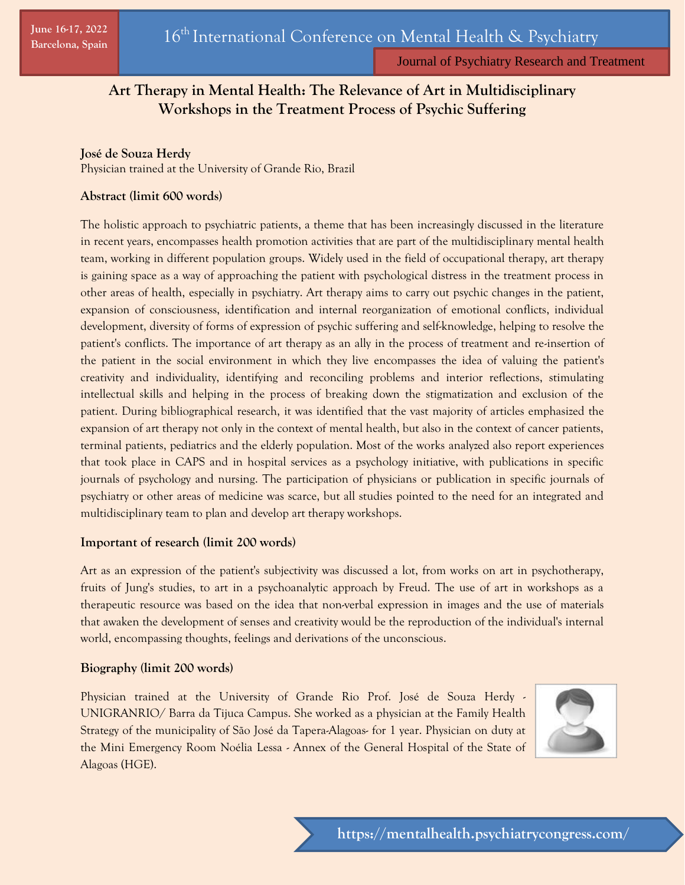June 16-17, 2022
Barcelona, Spain

16th International Conference on Mental Health & Psychiatry

Journal of Psychiatry Research and Treatment

# Art Therapy in Mental Health: The Relevance of Art in Multidisciplinary Workshops in the Treatment Process of Psychic Suffering

**José de Souza Herdy**
Physician trained at the University of Grande Rio, Brazil

### Abstract (limit 600 words)

The holistic approach to psychiatric patients, a theme that has been increasingly discussed in the literature in recent years, encompasses health promotion activities that are part of the multidisciplinary mental health team, working in different population groups. Widely used in the field of occupational therapy, art therapy is gaining space as a way of approaching the patient with psychological distress in the treatment process in other areas of health, especially in psychiatry. Art therapy aims to carry out psychic changes in the patient, expansion of consciousness, identification and internal reorganization of emotional conflicts, individual development, diversity of forms of expression of psychic suffering and self-knowledge, helping to resolve the patient's conflicts. The importance of art therapy as an ally in the process of treatment and re-insertion of the patient in the social environment in which they live encompasses the idea of valuing the patient's creativity and individuality, identifying and reconciling problems and interior reflections, stimulating intellectual skills and helping in the process of breaking down the stigmatization and exclusion of the patient. During bibliographical research, it was identified that the vast majority of articles emphasized the expansion of art therapy not only in the context of mental health, but also in the context of cancer patients, terminal patients, pediatrics and the elderly population. Most of the works analyzed also report experiences that took place in CAPS and in hospital services as a psychology initiative, with publications in specific journals of psychology and nursing. The participation of physicians or publication in specific journals of psychiatry or other areas of medicine was scarce, but all studies pointed to the need for an integrated and multidisciplinary team to plan and develop art therapy workshops.

### Important of research (limit 200 words)

Art as an expression of the patient's subjectivity was discussed a lot, from works on art in psychotherapy, fruits of Jung's studies, to art in a psychoanalytic approach by Freud. The use of art in workshops as a therapeutic resource was based on the idea that non-verbal expression in images and the use of materials that awaken the development of senses and creativity would be the reproduction of the individual's internal world, encompassing thoughts, feelings and derivations of the unconscious.

### Biography (limit 200 words)

Physician trained at the University of Grande Rio Prof. José de Souza Herdy - UNIGRANRIO/ Barra da Tijuca Campus. She worked as a physician at the Family Health Strategy of the municipality of São José da Tapera-Alagoas- for 1 year. Physician on duty at the Mini Emergency Room Noélia Lessa - Annex of the General Hospital of the State of Alagoas (HGE).

https://mentalhealth.psychiatrycongress.com/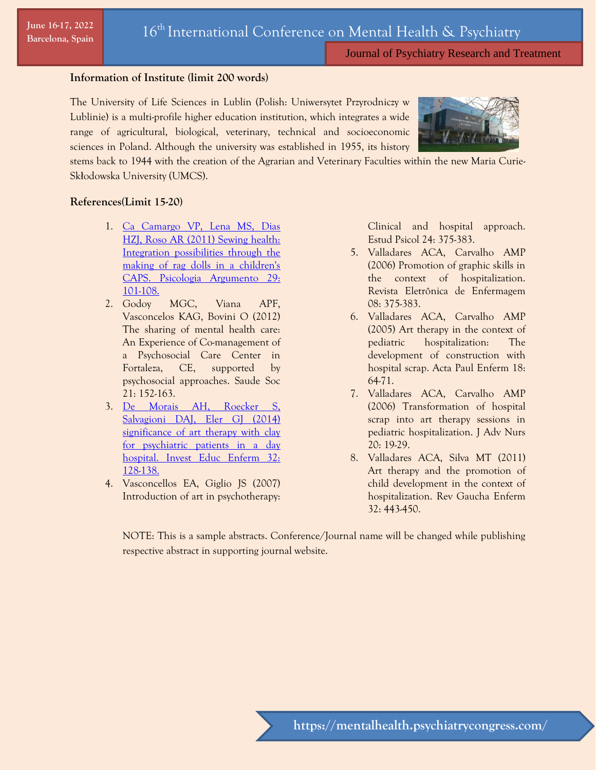## Information of Institute (limit 200 words)

The University of Life Sciences in Lublin (Polish: Uniwersytet Przyrodniczy w Lublinie) is a multi-profile higher education institution, which integrates a wide range of agricultural, biological, veterinary, technical and socioeconomic sciences in Poland. Although the university was established in 1955, its history stems back to 1944 with the creation of the Agrarian and Veterinary Faculties within the new Maria Curie-Skłodowska University (UMCS).

## References(Limit 15-20)

1. Ca Camargo VP, Lena MS, Dias HZJ, Roso AR (2011) Sewing health: Integration possibilities through the making of rag dolls in a children's CAPS. Psicologia Argumento 29: 101-108.
2. Godoy MGC, Viana APF, Vasconcelos KAG, Bovini O (2012) The sharing of mental health care: An Experience of Co-management of a Psychosocial Care Center in Fortaleza, CE, supported by psychosocial approaches. Saude Soc 21: 152-163.
3. De Morais AH, Roecker S, Salvagioni DAJ, Eler GJ (2014) significance of art therapy with clay for psychiatric patients in a day hospital. Invest Educ Enferm 32: 128-138.
4. Vasconcellos EA, Giglio JS (2007) Introduction of art in psychotherapy: Clinical and hospital approach. Estud Psicol 24: 375-383.
5. Valladares ACA, Carvalho AMP (2006) Promotion of graphic skills in the context of hospitalization. Revista Eletrônica de Enfermagem 08: 375-383.
6. Valladares ACA, Carvalho AMP (2005) Art therapy in the context of pediatric hospitalization: The development of construction with hospital scrap. Acta Paul Enferm 18: 64-71.
7. Valladares ACA, Carvalho AMP (2006) Transformation of hospital scrap into art therapy sessions in pediatric hospitalization. J Adv Nurs 20: 19-29.
8. Valladares ACA, Silva MT (2011) Art therapy and the promotion of child development in the context of hospitalization. Rev Gaucha Enferm 32: 443-450.

NOTE: This is a sample abstracts. Conference/Journal name will be changed while publishing respective abstract in supporting journal website.